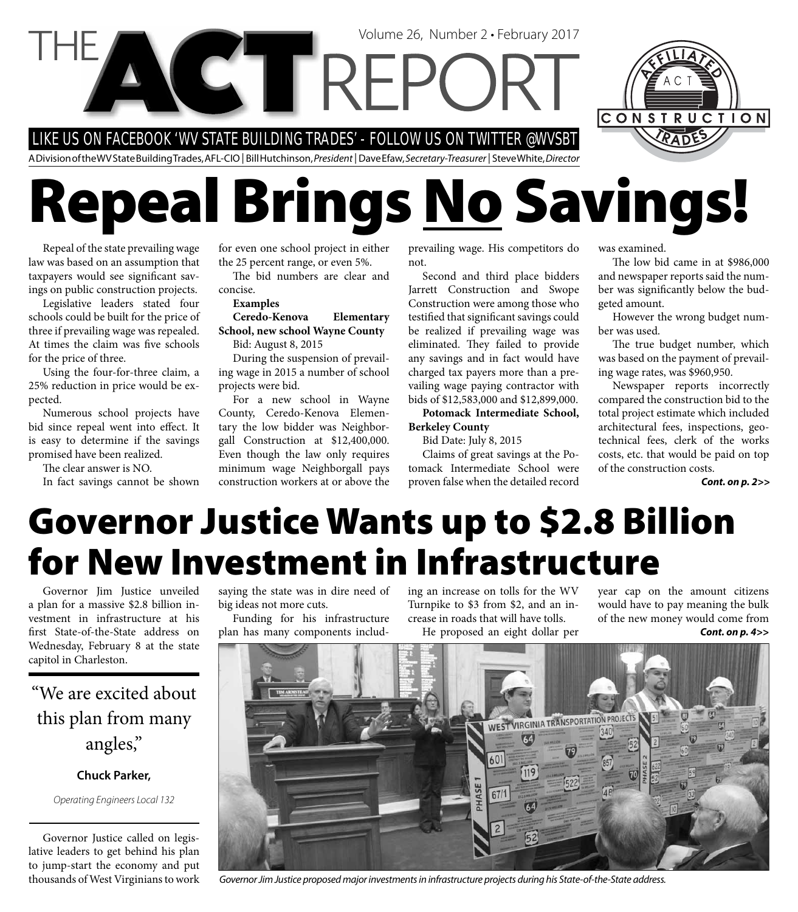# THE ACT REPORT

Volume 26, Number 2 • February 2017

LIKE US ON FACEBOOK 'WV STATE BUILDING TRADES' - FOLLOW US ON TWITTER @WVSBT

A Division of the WV State Building Trades, AFL-CIO | Bill Hutchinson, *President* | Dave Efaw, *Secretary-Treasurer* | Steve White, *Director*

AFFILIATED ACT CONSTRUCTION TRADES

# Repeal Brings No Savings!

Repeal of the state prevailing wage law was based on an assumption that taxpayers would see significant savings on public construction projects.

Legislative leaders stated four schools could be built for the price of three if prevailing wage was repealed. At times the claim was five schools for the price of three.

Using the four-for-three claim, a 25% reduction in price would be expected.

Numerous school projects have bid since repeal went into effect. It is easy to determine if the savings promised have been realized.

The clear answer is NO.

In fact savings cannot be shown for even one school project in either the 25 percent range, or even 5%.

The bid numbers are clear and concise.

**Examples**

**Ceredo-Kenova Elementary School, new school Wayne County**

Bid: August 8, 2015

During the suspension of prevailing wage in 2015 a number of school projects were bid.

For a new school in Wayne County, Ceredo-Kenova Elementary the low bidder was Neighborgall Construction at $12,400,000. Even though the law only requires minimum wage Neighborgall pays construction workers at or above the prevailing wage. His competitors do not.

Second and third place bidders Jarrett Construction and Swope Construction were among those who testified that significant savings could be realized if prevailing wage was eliminated. They failed to provide any savings and in fact would have charged tax payers more than a prevailing wage paying contractor with bids of $12,583,000 and $12,899,000.

**Potomack Intermediate School, Berkeley County**

Bid Date: July 8, 2015

Claims of great savings at the Potomack Intermediate School were proven false when the detailed record was examined.

The low bid came in at $986,000 and newspaper reports said the number was significantly below the budgeted amount.

However the wrong budget number was used.

The true budget number, which was based on the payment of prevailing wage rates, was $960,950.

Newspaper reports incorrectly compared the construction bid to the total project estimate which included architectural fees, inspections, geotechnical fees, clerk of the works costs, etc. that would be paid on top of the construction costs.

***Cont. on p. 2>>***

# Governor Justice Wants up to $2.8 Billion for New Investment in Infrastructure

Governor Jim Justice unveiled a plan for a massive $2.8 billion investment in infrastructure at his first State-of-the-State address on Wednesday, February 8 at the state capitol in Charleston.

> "We are excited about this plan from many angles,"
>
> **Chuck Parker,**
>
> *Operating Engineers Local 132*

Governor Justice called on legislative leaders to get behind his plan to jump-start the economy and put thousands of West Virginians to work saying the state was in dire need of big ideas not more cuts.

Funding for his infrastructure plan has many components including an increase on tolls for the WV Turnpike to $3 from $2, and an increase in roads that will have tolls.

He proposed an eight dollar per year cap on the amount citizens would have to pay meaning the bulk of the new money would come from

***Cont. on p. 4>>***

*Governor Jim Justice proposed major investments in infrastructure projects during his State-of-the-State address.*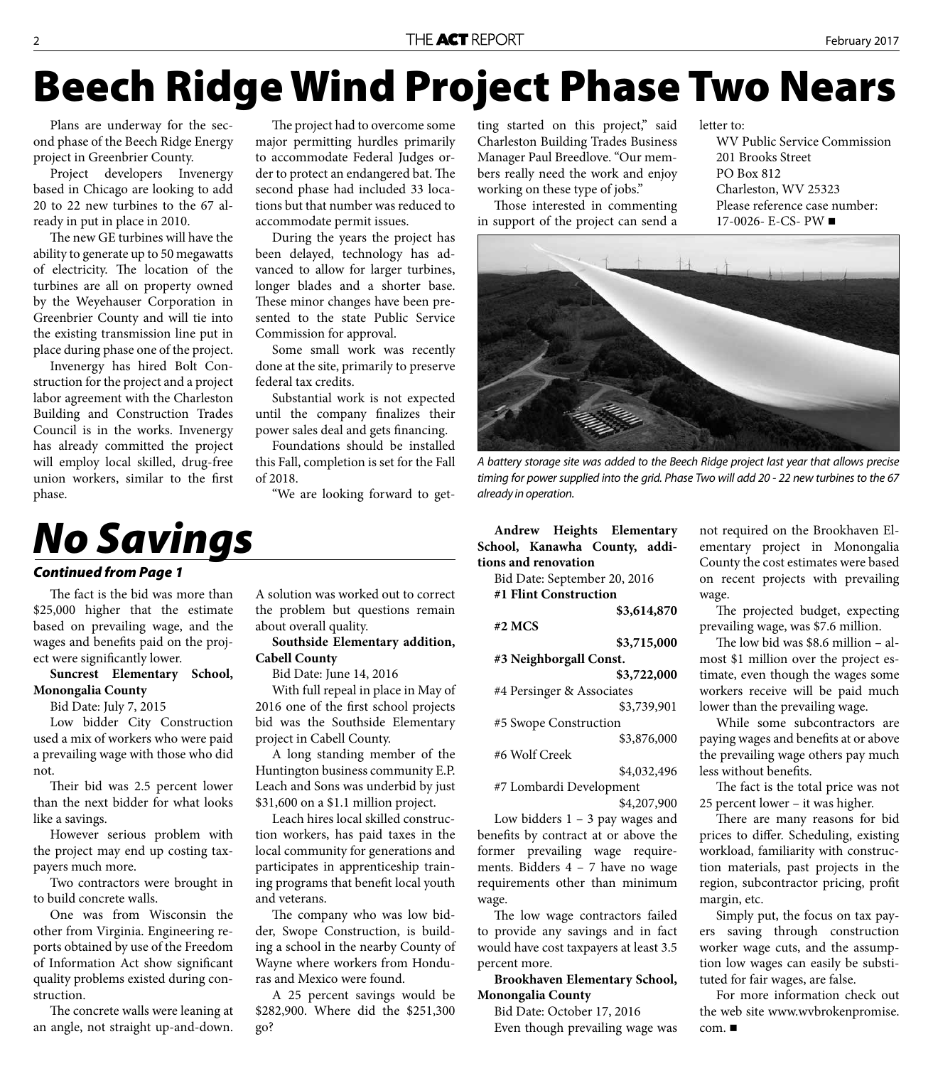# Beech Ridge Wind Project Phase Two Nears

Plans are underway for the second phase of the Beech Ridge Energy project in Greenbrier County.

Project developers Invenergy based in Chicago are looking to add 20 to 22 new turbines to the 67 already in put in place in 2010.

The new GE turbines will have the ability to generate up to 50 megawatts of electricity. The location of the turbines are all on property owned by the Weyehauser Corporation in Greenbrier County and will tie into the existing transmission line put in place during phase one of the project.

Invenergy has hired Bolt Construction for the project and a project labor agreement with the Charleston Building and Construction Trades Council is in the works. Invenergy has already committed the project will employ local skilled, drug-free union workers, similar to the first phase.

The project had to overcome some major permitting hurdles primarily to accommodate Federal Judges order to protect an endangered bat. The second phase had included 33 locations but that number was reduced to accommodate permit issues.

During the years the project has been delayed, technology has advanced to allow for larger turbines, longer blades and a shorter base. These minor changes have been presented to the state Public Service Commission for approval.

Some small work was recently done at the site, primarily to preserve federal tax credits.

Substantial work is not expected until the company finalizes their power sales deal and gets financing.

Foundations should be installed this Fall, completion is set for the Fall of 2018.

"We are looking forward to getting started on this project," said Charleston Building Trades Business Manager Paul Breedlove. "Our members really need the work and enjoy working on these type of jobs."

Those interested in commenting in support of the project can send a letter to:

WV Public Service Commission
201 Brooks Street
PO Box 812
Charleston, WV 25323
Please reference case number: 17-0026- E-CS- PW ■

*A battery storage site was added to the Beech Ridge project last year that allows precise timing for power supplied into the grid. Phase Two will add 20 - 22 new turbines to the 67 already in operation.*

# *No Savings*

***Continued from Page 1***

The fact is the bid was more than $25,000 higher that the estimate based on prevailing wage, and the wages and benefits paid on the project were significantly lower.

**Suncrest Elementary School, Monongalia County**

Bid Date: July 7, 2015

Low bidder City Construction used a mix of workers who were paid a prevailing wage with those who did not.

Their bid was 2.5 percent lower than the next bidder for what looks like a savings.

However serious problem with the project may end up costing taxpayers much more.

Two contractors were brought in to build concrete walls.

One was from Wisconsin the other from Virginia. Engineering reports obtained by use of the Freedom of Information Act show significant quality problems existed during construction.

The concrete walls were leaning at an angle, not straight up-and-down. A solution was worked out to correct the problem but questions remain about overall quality.

**Southside Elementary addition, Cabell County**

Bid Date: June 14, 2016

With full repeal in place in May of 2016 one of the first school projects bid was the Southside Elementary project in Cabell County.

A long standing member of the Huntington business community E.P. Leach and Sons was underbid by just $31,600 on a $1.1 million project.

Leach hires local skilled construction workers, has paid taxes in the local community for generations and participates in apprenticeship training programs that benefit local youth and veterans.

The company who was low bidder, Swope Construction, is building a school in the nearby County of Wayne where workers from Honduras and Mexico were found.

A 25 percent savings would be $282,900. Where did the $251,300 go?

**Andrew Heights Elementary School, Kanawha County, additions and renovation**

Bid Date: September 20, 2016

| Bidder | Bid |
|---|---|
| **#1 Flint Construction** | **$3,614,870** |
| **#2 MCS** | **$3,715,000** |
| **#3 Neighborgall Const.** | **$3,722,000** |
| #4 Persinger & Associates | $3,739,901 |
| #5 Swope Construction | $3,876,000 |
| #6 Wolf Creek | $4,032,496 |
| #7 Lombardi Development | $4,207,900 |

Low bidders 1 – 3 pay wages and benefits by contract at or above the former prevailing wage requirements. Bidders 4 – 7 have no wage requirements other than minimum wage.

The low wage contractors failed to provide any savings and in fact would have cost taxpayers at least 3.5 percent more.

**Brookhaven Elementary School, Monongalia County**

Bid Date: October 17, 2016

Even though prevailing wage was not required on the Brookhaven Elementary project in Monongalia County the cost estimates were based on recent projects with prevailing wage.

The projected budget, expecting prevailing wage, was $7.6 million.

The low bid was $8.6 million – almost $1 million over the project estimate, even though the wages some workers receive will be paid much lower than the prevailing wage.

While some subcontractors are paying wages and benefits at or above the prevailing wage others pay much less without benefits.

The fact is the total price was not 25 percent lower – it was higher.

There are many reasons for bid prices to differ. Scheduling, existing workload, familiarity with construction materials, past projects in the region, subcontractor pricing, profit margin, etc.

Simply put, the focus on tax payers saving through construction worker wage cuts, and the assumption low wages can easily be substituted for fair wages, are false.

For more information check out the web site www.wvbrokenpromise.com. ■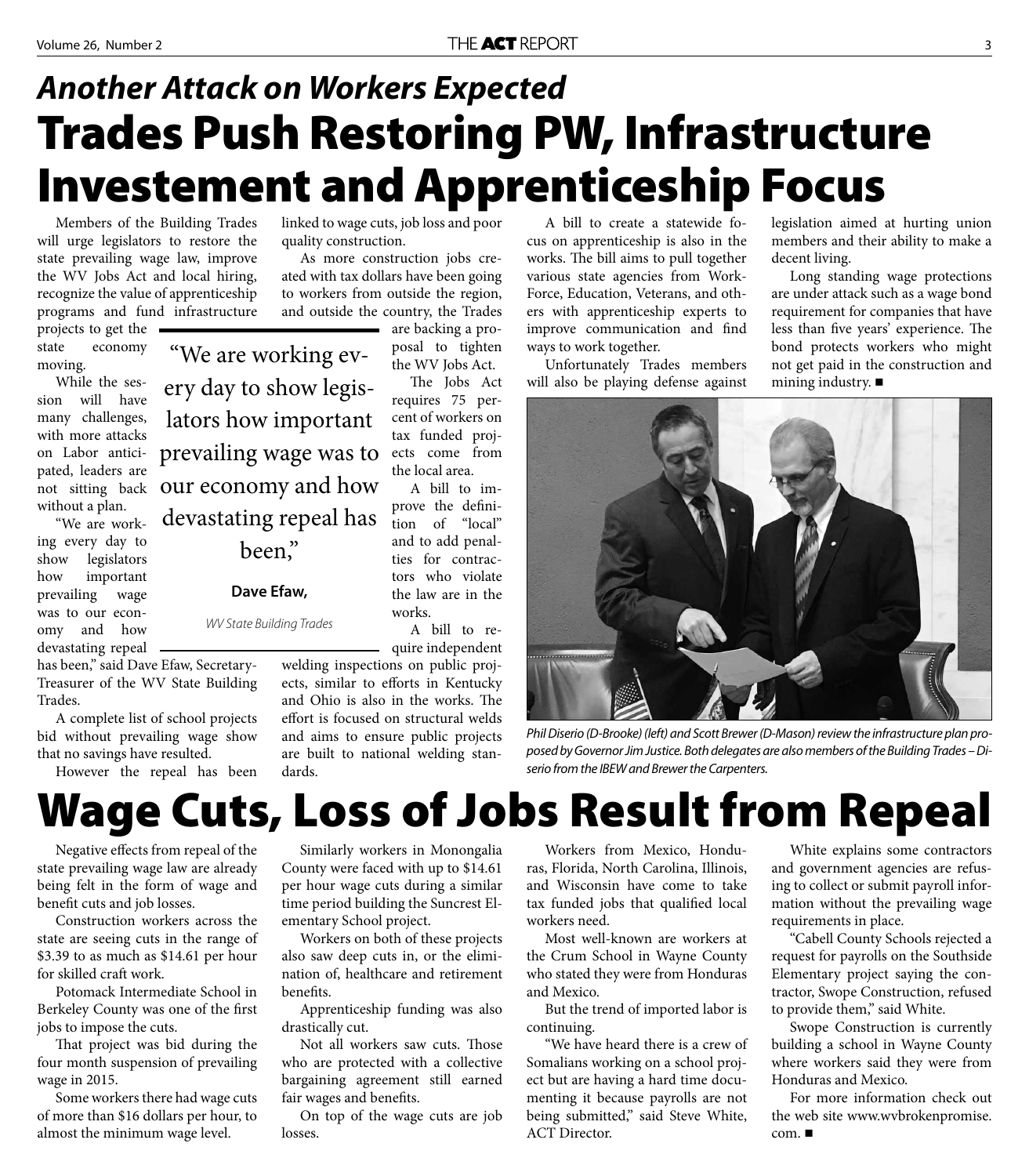## *Another Attack on Workers Expected*

# Trades Push Restoring PW, Infrastructure Investement and Apprenticeship Focus

Members of the Building Trades will urge legislators to restore the state prevailing wage law, improve the WV Jobs Act and local hiring, recognize the value of apprenticeship programs and fund infrastructure projects to get the state economy moving.

While the session will have many challenges, with more attacks on Labor anticipated, leaders are not sitting back without a plan.

"We are working every day to show legislators how important prevailing wage was to our economy and how devastating repeal has been," said Dave Efaw, Secretary-Treasurer of the WV State Building Trades.

A complete list of school projects bid without prevailing wage show that no savings have resulted.

However the repeal has been linked to wage cuts, job loss and poor quality construction.

As more construction jobs created with tax dollars have been going to workers from outside the region, and outside the country, the Trades are backing a proposal to tighten the WV Jobs Act.

> "We are working every day to show legislators how important prevailing wage was to our economy and how devastating repeal has been,"
>
> **Dave Efaw,**
>
> *WV State Building Trades*

The Jobs Act requires 75 percent of workers on tax funded projects come from the local area.

A bill to improve the definition of "local" and to add penalties for contractors who violate the law are in the works.

A bill to require independent welding inspections on public projects, similar to efforts in Kentucky and Ohio is also in the works. The effort is focused on structural welds and aims to ensure public projects are built to national welding standards.

A bill to create a statewide focus on apprenticeship is also in the works. The bill aims to pull together various state agencies from WorkForce, Education, Veterans, and others with apprenticeship experts to improve communication and find ways to work together.

Unfortunately Trades members will also be playing defense against legislation aimed at hurting union members and their ability to make a decent living.

Long standing wage protections are under attack such as a wage bond requirement for companies that have less than five years' experience. The bond protects workers who might not get paid in the construction and mining industry. ■

*Phil Diserio (D-Brooke) (left) and Scott Brewer (D-Mason) review the infrastructure plan proposed by Governor Jim Justice. Both delegates are also members of the Building Trades – Diserio from the IBEW and Brewer the Carpenters.*

# Wage Cuts, Loss of Jobs Result from Repeal

Negative effects from repeal of the state prevailing wage law are already being felt in the form of wage and benefit cuts and job losses.

Construction workers across the state are seeing cuts in the range of $3.39 to as much as $14.61 per hour for skilled craft work.

Potomack Intermediate School in Berkeley County was one of the first jobs to impose the cuts.

That project was bid during the four month suspension of prevailing wage in 2015.

Some workers there had wage cuts of more than $16 dollars per hour, to almost the minimum wage level.

Similarly workers in Monongalia County were faced with up to $14.61 per hour wage cuts during a similar time period building the Suncrest Elementary School project.

Workers on both of these projects also saw deep cuts in, or the elimination of, healthcare and retirement benefits.

Apprenticeship funding was also drastically cut.

Not all workers saw cuts. Those who are protected with a collective bargaining agreement still earned fair wages and benefits.

On top of the wage cuts are job losses.

Workers from Mexico, Honduras, Florida, North Carolina, Illinois, and Wisconsin have come to take tax funded jobs that qualified local workers need.

Most well-known are workers at the Crum School in Wayne County who stated they were from Honduras and Mexico.

But the trend of imported labor is continuing.

"We have heard there is a crew of Somalians working on a school project but are having a hard time documenting it because payrolls are not being submitted," said Steve White, ACT Director.

White explains some contractors and government agencies are refusing to collect or submit payroll information without the prevailing wage requirements in place.

"Cabell County Schools rejected a request for payrolls on the Southside Elementary project saying the contractor, Swope Construction, refused to provide them," said White.

Swope Construction is currently building a school in Wayne County where workers said they were from Honduras and Mexico.

For more information check out the web site www.wvbrokenpromise.com. ■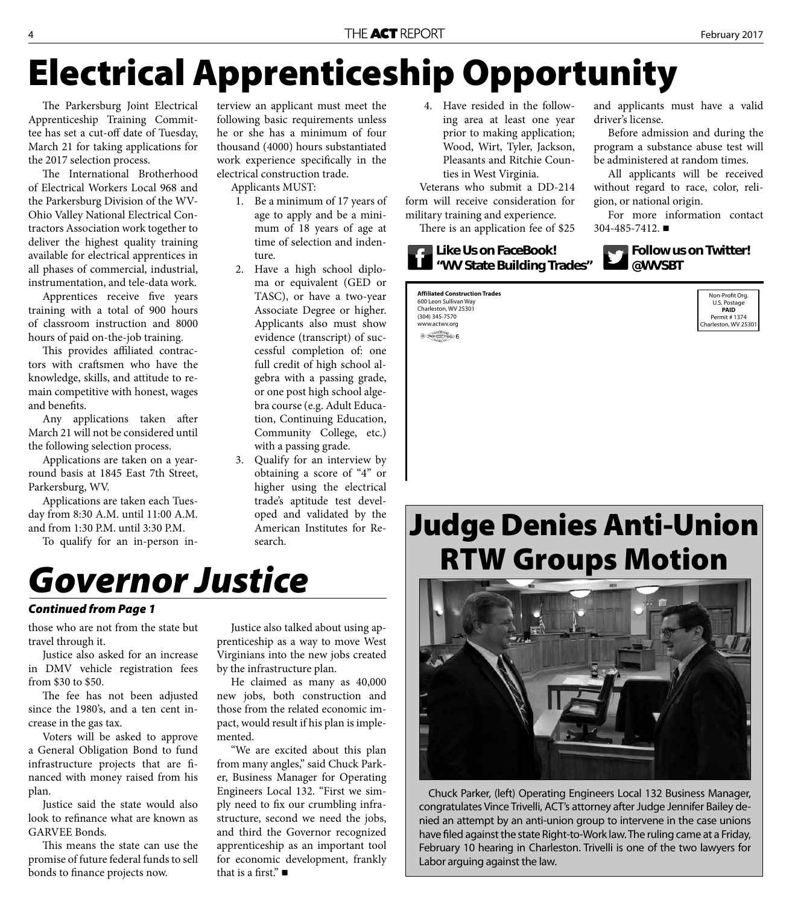# Electrical Apprenticeship Opportunity

The Parkersburg Joint Electrical Apprenticeship Training Committee has set a cut-off date of Tuesday, March 21 for taking applications for the 2017 selection process.

The International Brotherhood of Electrical Workers Local 968 and the Parkersburg Division of the WV-Ohio Valley National Electrical Contractors Association work together to deliver the highest quality training available for electrical apprentices in all phases of commercial, industrial, instrumentation, and tele-data work.

Apprentices receive five years training with a total of 900 hours of classroom instruction and 8000 hours of paid on-the-job training.

This provides affiliated contractors with craftsmen who have the knowledge, skills, and attitude to remain competitive with honest, wages and benefits.

Any applications taken after March 21 will not be considered until the following selection process.

Applications are taken on a year-round basis at 1845 East 7th Street, Parkersburg, WV.

Applications are taken each Tuesday from 8:30 A.M. until 11:00 A.M. and from 1:30 P.M. until 3:30 P.M.

To qualify for an in-person interview an applicant must meet the following basic requirements unless he or she has a minimum of four thousand (4000) hours substantiated work experience specifically in the electrical construction trade.

Applicants MUST:

1. Be a minimum of 17 years of age to apply and be a minimum of 18 years of age at time of selection and indenture.
2. Have a high school diploma or equivalent (GED or TASC), or have a two-year Associate Degree or higher. Applicants also must show evidence (transcript) of successful completion of: one full credit of high school algebra with a passing grade, or one post high school algebra course (e.g. Adult Education, Continuing Education, Community College, etc.) with a passing grade.
3. Qualify for an interview by obtaining a score of "4" or higher using the electrical trade's aptitude test developed and validated by the American Institutes for Research.
4. Have resided in the following area at least one year prior to making application; Wood, Wirt, Tyler, Jackson, Pleasants and Ritchie Counties in West Virginia.

Veterans who submit a DD-214 form will receive consideration for military training and experience.

There is an application fee of $25 and applicants must have a valid driver's license.

Before admission and during the program a substance abuse test will be administered at random times.

All applicants will be received without regard to race, color, religion, or national origin.

For more information contact 304-485-7412. ■

**Like Us on FaceBook! "WV State Building Trades"**

**Follow us on Twitter! @WVSBT**

**Affiliated Construction Trades**
600 Leon Sullivan Way
Charleston, WV 25301
(304) 345-7570
www.actwv.org

Non-Profit Org.
U.S. Postage
**PAID**
Permit # 1374
Charleston, WV 25301

# *Governor Justice*

***Continued from Page 1***

those who are not from the state but travel through it.

Justice also asked for an increase in DMV vehicle registration fees from $30 to $50.

The fee has not been adjusted since the 1980's, and a ten cent increase in the gas tax.

Voters will be asked to approve a General Obligation Bond to fund infrastructure projects that are financed with money raised from his plan.

Justice said the state would also look to refinance what are known as GARVEE Bonds.

This means the state can use the promise of future federal funds to sell bonds to finance projects now.

Justice also talked about using apprenticeship as a way to move West Virginians into the new jobs created by the infrastructure plan.

He claimed as many as 40,000 new jobs, both construction and those from the related economic impact, would result if his plan is implemented.

"We are excited about this plan from many angles," said Chuck Parker, Business Manager for Operating Engineers Local 132. "First we simply need to fix our crumbling infrastructure, second we need the jobs, and third the Governor recognized apprenticeship as an important tool for economic development, frankly that is a first." ■

# Judge Denies Anti-Union RTW Groups Motion

Chuck Parker, (left) Operating Engineers Local 132 Business Manager, congratulates Vince Trivelli, ACT's attorney after Judge Jennifer Bailey denied an attempt by an anti-union group to intervene in the case unions have filed against the state Right-to-Work law. The ruling came at a Friday, February 10 hearing in Charleston. Trivelli is one of the two lawyers for Labor arguing against the law.